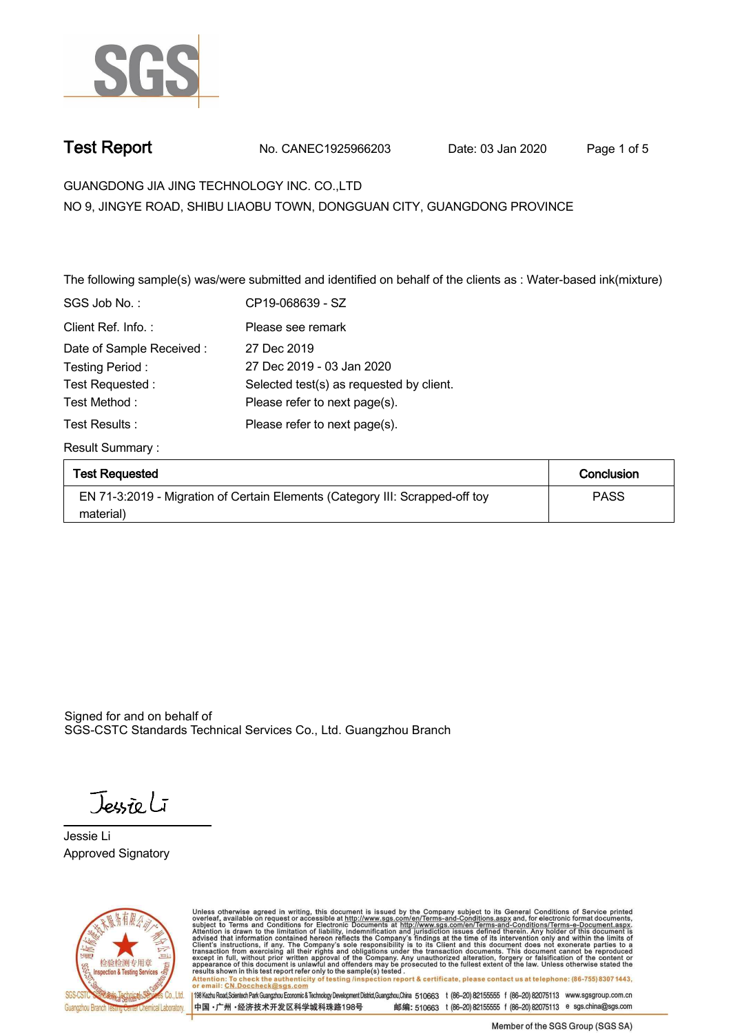# Test Report

No. CANEC1925966203 Date: 03 Jan 2020

GUANGDONG JIA JING TECHNOLOGY INC. CO.,LTD

NO 9, JINGYE ROAD, SHIBU LIAOBU TOWN, DONGGUAN CITY, GUANGDONG PROVINCE

The following sample(s) was/were submitted and identified on behalf of the clients as : Water-based ink(mixture)

| | |
|---|---|
| SGS Job No. : | CP19-068639 - SZ |
| Client Ref. Info. : | Please see remark |
| Date of Sample Received : | 27 Dec 2019 |
| Testing Period : | 27 Dec 2019 - 03 Jan 2020 |
| Test Requested : | Selected test(s) as requested by client. |
| Test Method : | Please refer to next page(s). |
| Test Results : | Please refer to next page(s). |

Result Summary :

| Test Requested | Conclusion |
|---|---|
| EN 71-3:2019 - Migration of Certain Elements (Category III: Scrapped-off toy material) | PASS |

Signed for and on behalf of
SGS-CSTC Standards Technical Services Co., Ltd. Guangzhou Branch

Jessie Li
Approved Signatory

Unless otherwise agreed in writing, this document is issued by the Company subject to its General Conditions of Service printed overleaf, available on request or accessible at http://www.sgs.com/en/Terms-and-Conditions.aspx and, for electronic format documents, subject to Terms and Conditions for Electronic Documents at http://www.sgs.com/en/Terms-and-Conditions/Terms-e-Document.aspx. Attention is drawn to the limitation of liability, indemnification and jurisdiction issues defined therein. Any holder of this document is advised that information contained hereon reflects the Company's findings at the time of its intervention only and within the limits of Client's instructions, if any. The Company's sole responsibility is to its Client and this document does not exonerate parties to a transaction from exercising all their rights and obligations under the transaction documents. This document cannot be reproduced except in full, without prior written approval of the Company. Any unauthorized alteration, forgery or falsification of the content or appearance of this document is unlawful and offenders may be prosecuted to the fullest extent of the law. Unless otherwise stated the results shown in this test report refer only to the sample(s) tested.

Attention: To check the authenticity of testing /inspection report & certificate, please contact us at telephone: (86-755) 8307 1443, or email: CN.Doccheck@sgs.com

198 Kezhu Road,Scientech Park Guangzhou Economic & Technology Development District,Guangzhou,China 510663 t (86–20) 82155555 f (86–20) 82075113 www.sgsgroup.com.cn

中国 •广州 •经济技术开发区科学城科珠路198号 邮编: 510663 t (86–20) 82155555 f (86–20) 82075113 e sgs.china@sgs.com

Member of the SGS Group (SGS SA)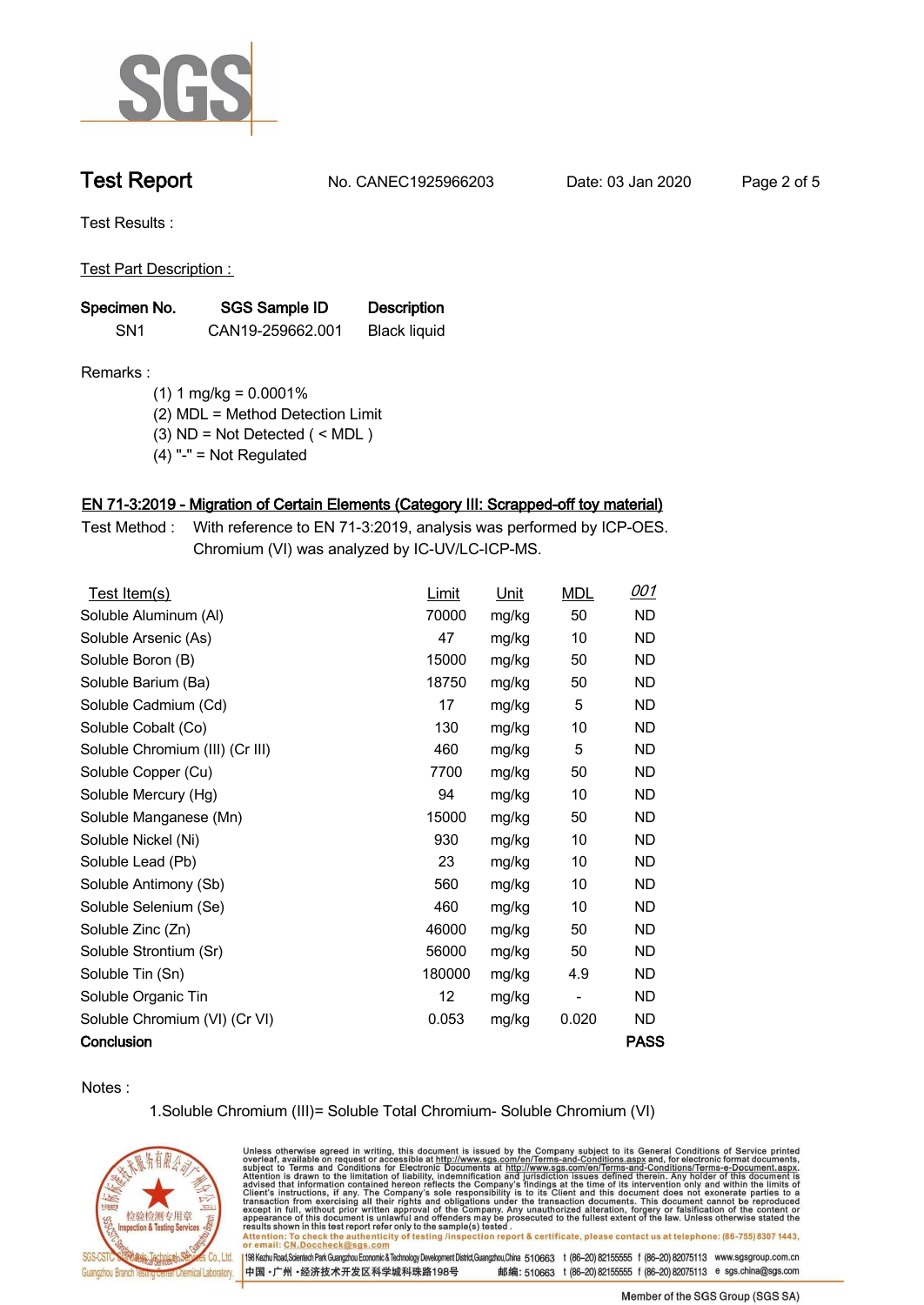# Test Report

No. CANEC1925966203 Date: 03 Jan 2020

Test Results :

Test Part Description :

| Specimen No. | SGS Sample ID | Description |
|---|---|---|
| SN1 | CAN19-259662.001 | Black liquid |

Remarks :

(1) 1 mg/kg = 0.0001%
(2) MDL = Method Detection Limit
(3) ND = Not Detected ( < MDL )
(4) "-" = Not Regulated

## EN 71-3:2019 - Migration of Certain Elements (Category III: Scrapped-off toy material)

Test Method : With reference to EN 71-3:2019, analysis was performed by ICP-OES. Chromium (VI) was analyzed by IC-UV/LC-ICP-MS.

| Test Item(s) | Limit | Unit | MDL | 001 |
|---|---|---|---|---|
| Soluble Aluminum (Al) | 70000 | mg/kg | 50 | ND |
| Soluble Arsenic (As) | 47 | mg/kg | 10 | ND |
| Soluble Boron (B) | 15000 | mg/kg | 50 | ND |
| Soluble Barium (Ba) | 18750 | mg/kg | 50 | ND |
| Soluble Cadmium (Cd) | 17 | mg/kg | 5 | ND |
| Soluble Cobalt (Co) | 130 | mg/kg | 10 | ND |
| Soluble Chromium (III) (Cr III) | 460 | mg/kg | 5 | ND |
| Soluble Copper (Cu) | 7700 | mg/kg | 50 | ND |
| Soluble Mercury (Hg) | 94 | mg/kg | 10 | ND |
| Soluble Manganese (Mn) | 15000 | mg/kg | 50 | ND |
| Soluble Nickel (Ni) | 930 | mg/kg | 10 | ND |
| Soluble Lead (Pb) | 23 | mg/kg | 10 | ND |
| Soluble Antimony (Sb) | 560 | mg/kg | 10 | ND |
| Soluble Selenium (Se) | 460 | mg/kg | 10 | ND |
| Soluble Zinc (Zn) | 46000 | mg/kg | 50 | ND |
| Soluble Strontium (Sr) | 56000 | mg/kg | 50 | ND |
| Soluble Tin (Sn) | 180000 | mg/kg | 4.9 | ND |
| Soluble Organic Tin | 12 | mg/kg | - | ND |
| Soluble Chromium (VI) (Cr VI) | 0.053 | mg/kg | 0.020 | ND |
| **Conclusion** | | | | **PASS** |

Notes :

1.Soluble Chromium (III)= Soluble Total Chromium- Soluble Chromium (VI)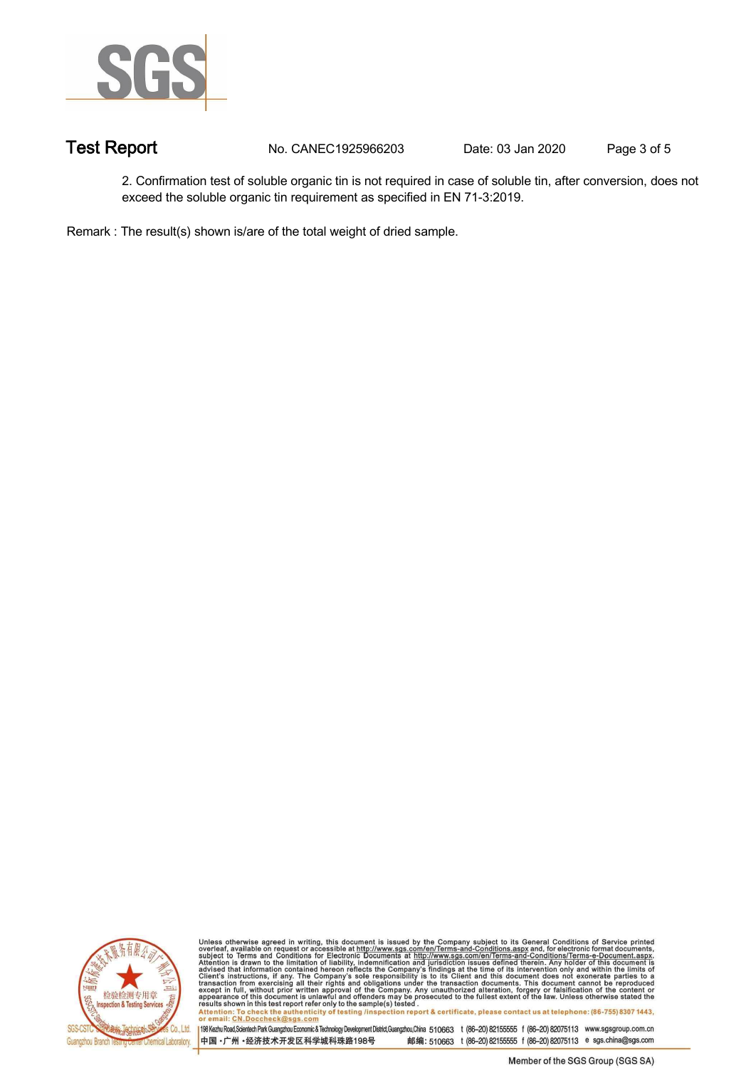2. Confirmation test of soluble organic tin is not required in case of soluble tin, after conversion, does not exceed the soluble organic tin requirement as specified in EN 71-3:2019.

Remark : The result(s) shown is/are of the total weight of dried sample.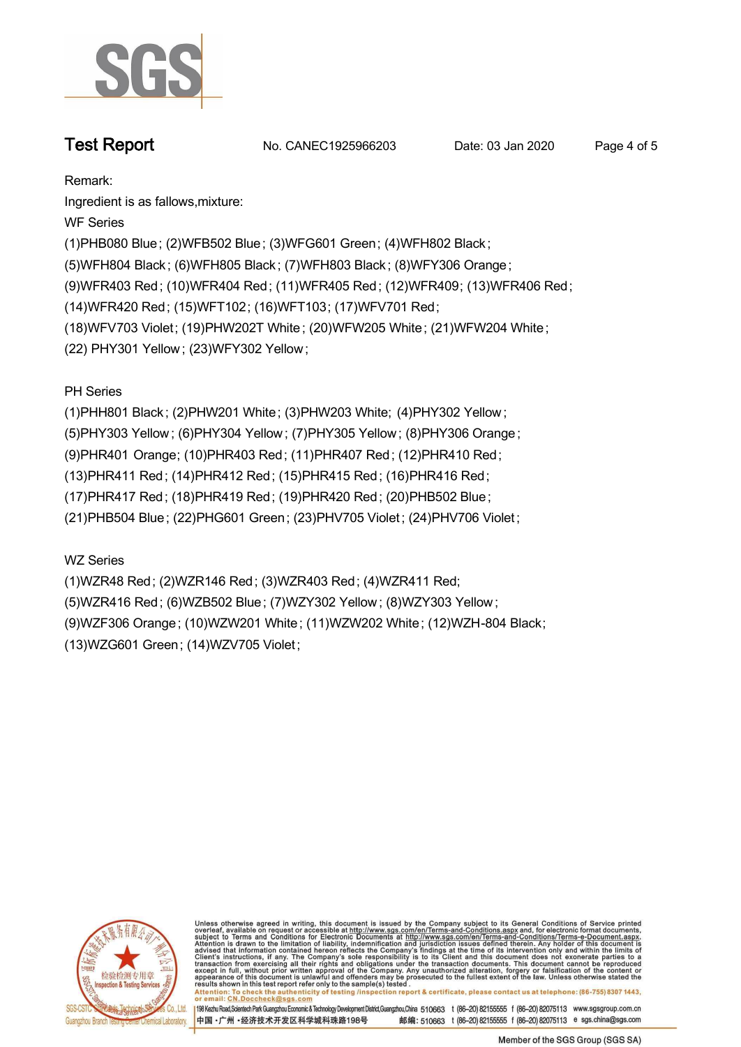Remark:

Ingredient is as fallows,mixture:

WF Series

(1)PHB080 Blue; (2)WFB502 Blue; (3)WFG601 Green; (4)WFH802 Black;
(5)WFH804 Black; (6)WFH805 Black; (7)WFH803 Black; (8)WFY306 Orange;
(9)WFR403 Red; (10)WFR404 Red; (11)WFR405 Red; (12)WFR409; (13)WFR406 Red;
(14)WFR420 Red; (15)WFT102; (16)WFT103; (17)WFV701 Red;
(18)WFV703 Violet; (19)PHW202T White; (20)WFW205 White; (21)WFW204 White;
(22) PHY301 Yellow; (23)WFY302 Yellow;

PH Series

(1)PHH801 Black; (2)PHW201 White; (3)PHW203 White; (4)PHY302 Yellow;
(5)PHY303 Yellow; (6)PHY304 Yellow; (7)PHY305 Yellow; (8)PHY306 Orange;
(9)PHR401 Orange; (10)PHR403 Red; (11)PHR407 Red; (12)PHR410 Red;
(13)PHR411 Red; (14)PHR412 Red; (15)PHR415 Red; (16)PHR416 Red;
(17)PHR417 Red; (18)PHR419 Red; (19)PHR420 Red; (20)PHB502 Blue;
(21)PHB504 Blue; (22)PHG601 Green; (23)PHV705 Violet; (24)PHV706 Violet;

WZ Series

(1)WZR48 Red; (2)WZR146 Red; (3)WZR403 Red; (4)WZR411 Red;
(5)WZR416 Red; (6)WZB502 Blue; (7)WZY302 Yellow; (8)WZY303 Yellow;
(9)WZF306 Orange; (10)WZW201 White; (11)WZW202 White; (12)WZH-804 Black;
(13)WZG601 Green; (14)WZV705 Violet;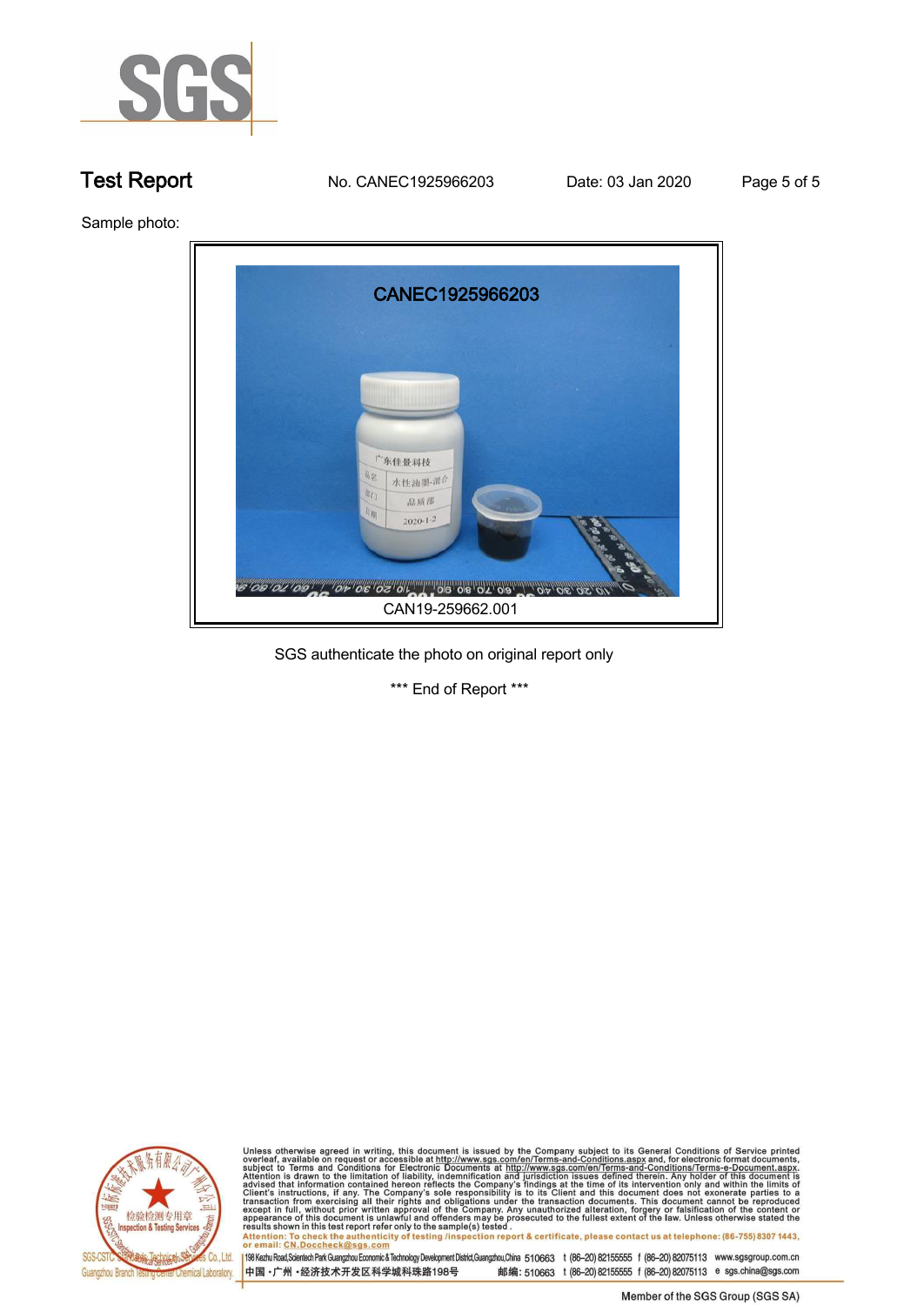# Test Report

No. CANEC1925966203 Date: 03 Jan 2020

Sample photo:

CAN19-259662.001

SGS authenticate the photo on original report only

\*\*\* End of Report \*\*\*

Unless otherwise agreed in writing, this document is issued by the Company subject to its General Conditions of Service printed overleaf, available on request or accessible at http://www.sgs.com/en/Terms-and-Conditions.aspx and, for electronic format documents, subject to Terms and Conditions for Electronic Documents at http://www.sgs.com/en/Terms-and-Conditions/Terms-e-Document.aspx. Attention is drawn to the limitation of liability, indemnification and jurisdiction issues defined therein. Any holder of this document is advised that information contained hereon reflects the Company's findings at the time of its intervention only and within the limits of Client's instructions, if any. The Company's sole responsibility is to its Client and this document does not exonerate parties to a transaction from exercising all their rights and obligations under the transaction documents. This document cannot be reproduced except in full, without prior written approval of the Company. Any unauthorized alteration, forgery or falsification of the content or appearance of this document is unlawful and offenders may be prosecuted to the fullest extent of the law. Unless otherwise stated the results shown in this test report refer only to the sample(s) tested.

Attention: To check the authenticity of testing /inspection report & certificate, please contact us at telephone: (86-755) 8307 1443, or email: CN.Doccheck@sgs.com

198 Kezhu Road,Scientech Park Guangzhou Economic & Technology Development District,Guangzhou,China 510663 t (86-20) 82155555 f (86-20) 82075113 www.sgsgroup.com.cn

中国・广州・经济技术开发区科学城科珠路198号 邮编: 510663 t (86-20) 82155555 f (86-20) 82075113 e sgs.china@sgs.com

Member of the SGS Group (SGS SA)